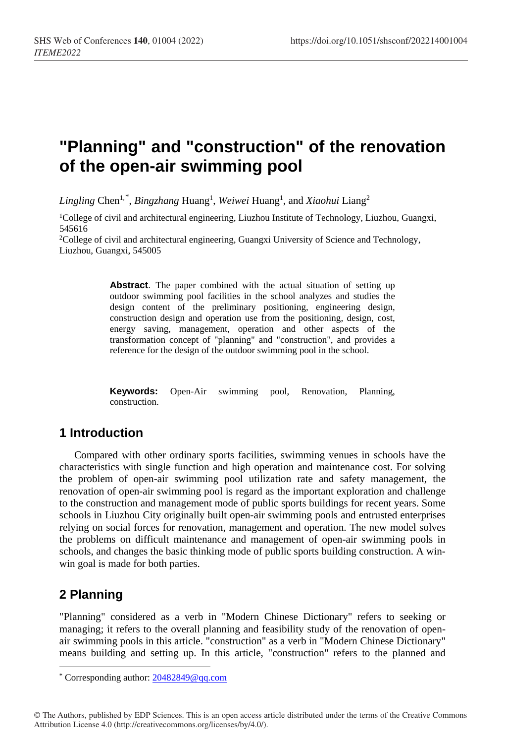# "Planning" and "construction" of the renovation of the open-air swimming pool

*Lingling* Chen[1,*], *Bingzhang* Huang[1], *Weiwei* Huang[1], and *Xiaohui* Liang[2]

[1]College of civil and architectural engineering, Liuzhou Institute of Technology, Liuzhou, Guangxi, 545616

[2]College of civil and architectural engineering, Guangxi University of Science and Technology, Liuzhou, Guangxi, 545005

**Abstract**. The paper combined with the actual situation of setting up outdoor swimming pool facilities in the school analyzes and studies the design content of the preliminary positioning, engineering design, construction design and operation use from the positioning, design, cost, energy saving, management, operation and other aspects of the transformation concept of "planning" and "construction", and provides a reference for the design of the outdoor swimming pool in the school.

**Keywords:** Open-Air swimming pool, Renovation, Planning, construction.

## 1 Introduction

Compared with other ordinary sports facilities, swimming venues in schools have the characteristics with single function and high operation and maintenance cost. For solving the problem of open-air swimming pool utilization rate and safety management, the renovation of open-air swimming pool is regard as the important exploration and challenge to the construction and management mode of public sports buildings for recent years. Some schools in Liuzhou City originally built open-air swimming pools and entrusted enterprises relying on social forces for renovation, management and operation. The new model solves the problems on difficult maintenance and management of open-air swimming pools in schools, and changes the basic thinking mode of public sports building construction. A win-win goal is made for both parties.

## 2 Planning

"Planning" considered as a verb in "Modern Chinese Dictionary" refers to seeking or managing; it refers to the overall planning and feasibility study of the renovation of open-air swimming pools in this article. "construction" as a verb in "Modern Chinese Dictionary" means building and setting up. In this article, "construction" refers to the planned and

[*] Corresponding author: 20482849@qq.com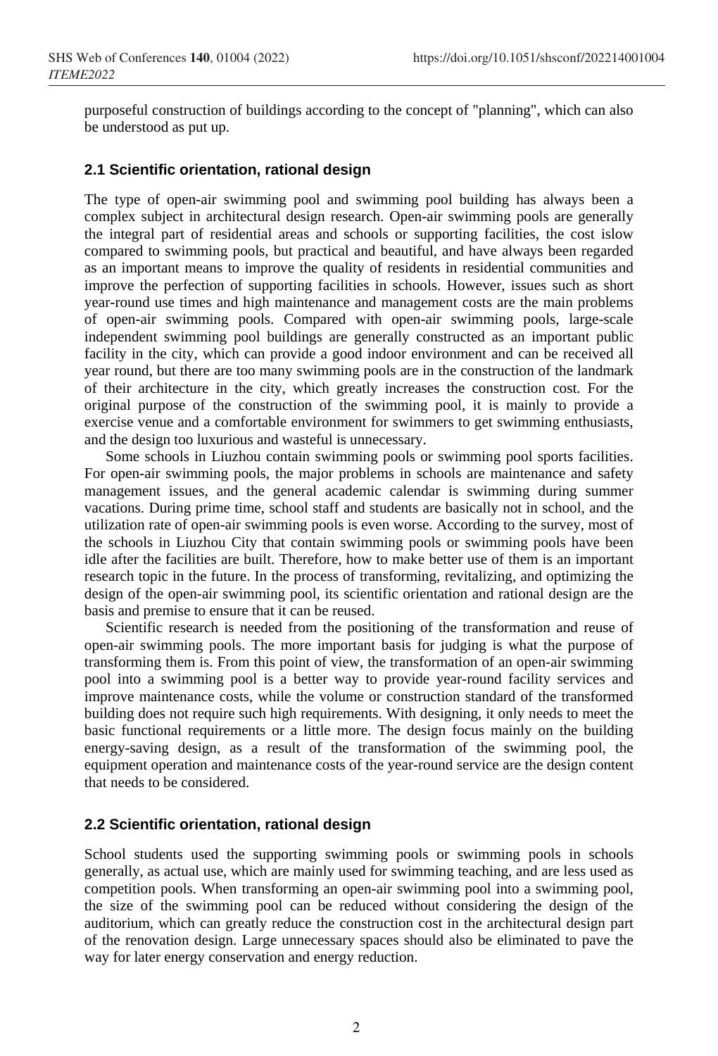purposeful construction of buildings according to the concept of "planning", which can also be understood as put up.

### 2.1 Scientific orientation, rational design

The type of open-air swimming pool and swimming pool building has always been a complex subject in architectural design research. Open-air swimming pools are generally the integral part of residential areas and schools or supporting facilities, the cost islow compared to swimming pools, but practical and beautiful, and have always been regarded as an important means to improve the quality of residents in residential communities and improve the perfection of supporting facilities in schools. However, issues such as short year-round use times and high maintenance and management costs are the main problems of open-air swimming pools. Compared with open-air swimming pools, large-scale independent swimming pool buildings are generally constructed as an important public facility in the city, which can provide a good indoor environment and can be received all year round, but there are too many swimming pools are in the construction of the landmark of their architecture in the city, which greatly increases the construction cost. For the original purpose of the construction of the swimming pool, it is mainly to provide a exercise venue and a comfortable environment for swimmers to get swimming enthusiasts, and the design too luxurious and wasteful is unnecessary.

Some schools in Liuzhou contain swimming pools or swimming pool sports facilities. For open-air swimming pools, the major problems in schools are maintenance and safety management issues, and the general academic calendar is swimming during summer vacations. During prime time, school staff and students are basically not in school, and the utilization rate of open-air swimming pools is even worse. According to the survey, most of the schools in Liuzhou City that contain swimming pools or swimming pools have been idle after the facilities are built. Therefore, how to make better use of them is an important research topic in the future. In the process of transforming, revitalizing, and optimizing the design of the open-air swimming pool, its scientific orientation and rational design are the basis and premise to ensure that it can be reused.

Scientific research is needed from the positioning of the transformation and reuse of open-air swimming pools. The more important basis for judging is what the purpose of transforming them is. From this point of view, the transformation of an open-air swimming pool into a swimming pool is a better way to provide year-round facility services and improve maintenance costs, while the volume or construction standard of the transformed building does not require such high requirements. With designing, it only needs to meet the basic functional requirements or a little more. The design focus mainly on the building energy-saving design, as a result of the transformation of the swimming pool, the equipment operation and maintenance costs of the year-round service are the design content that needs to be considered.

### 2.2 Scientific orientation, rational design

School students used the supporting swimming pools or swimming pools in schools generally, as actual use, which are mainly used for swimming teaching, and are less used as competition pools. When transforming an open-air swimming pool into a swimming pool, the size of the swimming pool can be reduced without considering the design of the auditorium, which can greatly reduce the construction cost in the architectural design part of the renovation design. Large unnecessary spaces should also be eliminated to pave the way for later energy conservation and energy reduction.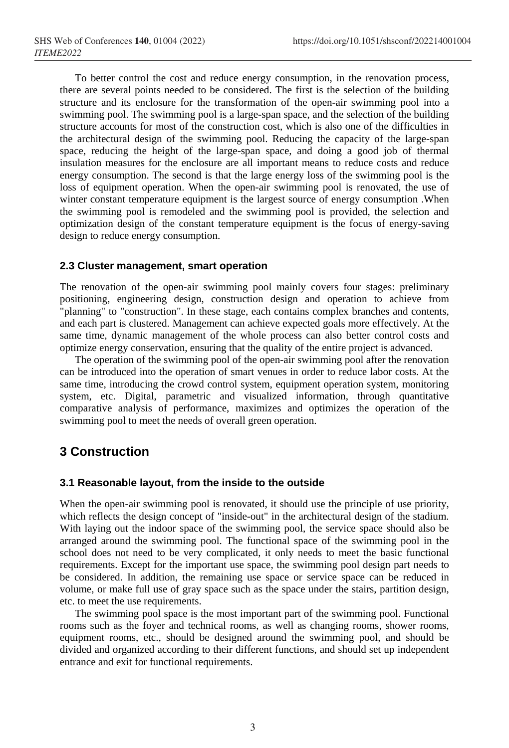To better control the cost and reduce energy consumption, in the renovation process, there are several points needed to be considered. The first is the selection of the building structure and its enclosure for the transformation of the open-air swimming pool into a swimming pool. The swimming pool is a large-span space, and the selection of the building structure accounts for most of the construction cost, which is also one of the difficulties in the architectural design of the swimming pool. Reducing the capacity of the large-span space, reducing the height of the large-span space, and doing a good job of thermal insulation measures for the enclosure are all important means to reduce costs and reduce energy consumption. The second is that the large energy loss of the swimming pool is the loss of equipment operation. When the open-air swimming pool is renovated, the use of winter constant temperature equipment is the largest source of energy consumption .When the swimming pool is remodeled and the swimming pool is provided, the selection and optimization design of the constant temperature equipment is the focus of energy-saving design to reduce energy consumption.

### 2.3 Cluster management, smart operation

The renovation of the open-air swimming pool mainly covers four stages: preliminary positioning, engineering design, construction design and operation to achieve from "planning" to "construction". In these stage, each contains complex branches and contents, and each part is clustered. Management can achieve expected goals more effectively. At the same time, dynamic management of the whole process can also better control costs and optimize energy conservation, ensuring that the quality of the entire project is advanced.

The operation of the swimming pool of the open-air swimming pool after the renovation can be introduced into the operation of smart venues in order to reduce labor costs. At the same time, introducing the crowd control system, equipment operation system, monitoring system, etc. Digital, parametric and visualized information, through quantitative comparative analysis of performance, maximizes and optimizes the operation of the swimming pool to meet the needs of overall green operation.

## 3 Construction

### 3.1 Reasonable layout, from the inside to the outside

When the open-air swimming pool is renovated, it should use the principle of use priority, which reflects the design concept of "inside-out" in the architectural design of the stadium. With laying out the indoor space of the swimming pool, the service space should also be arranged around the swimming pool. The functional space of the swimming pool in the school does not need to be very complicated, it only needs to meet the basic functional requirements. Except for the important use space, the swimming pool design part needs to be considered. In addition, the remaining use space or service space can be reduced in volume, or make full use of gray space such as the space under the stairs, partition design, etc. to meet the use requirements.

The swimming pool space is the most important part of the swimming pool. Functional rooms such as the foyer and technical rooms, as well as changing rooms, shower rooms, equipment rooms, etc., should be designed around the swimming pool, and should be divided and organized according to their different functions, and should set up independent entrance and exit for functional requirements.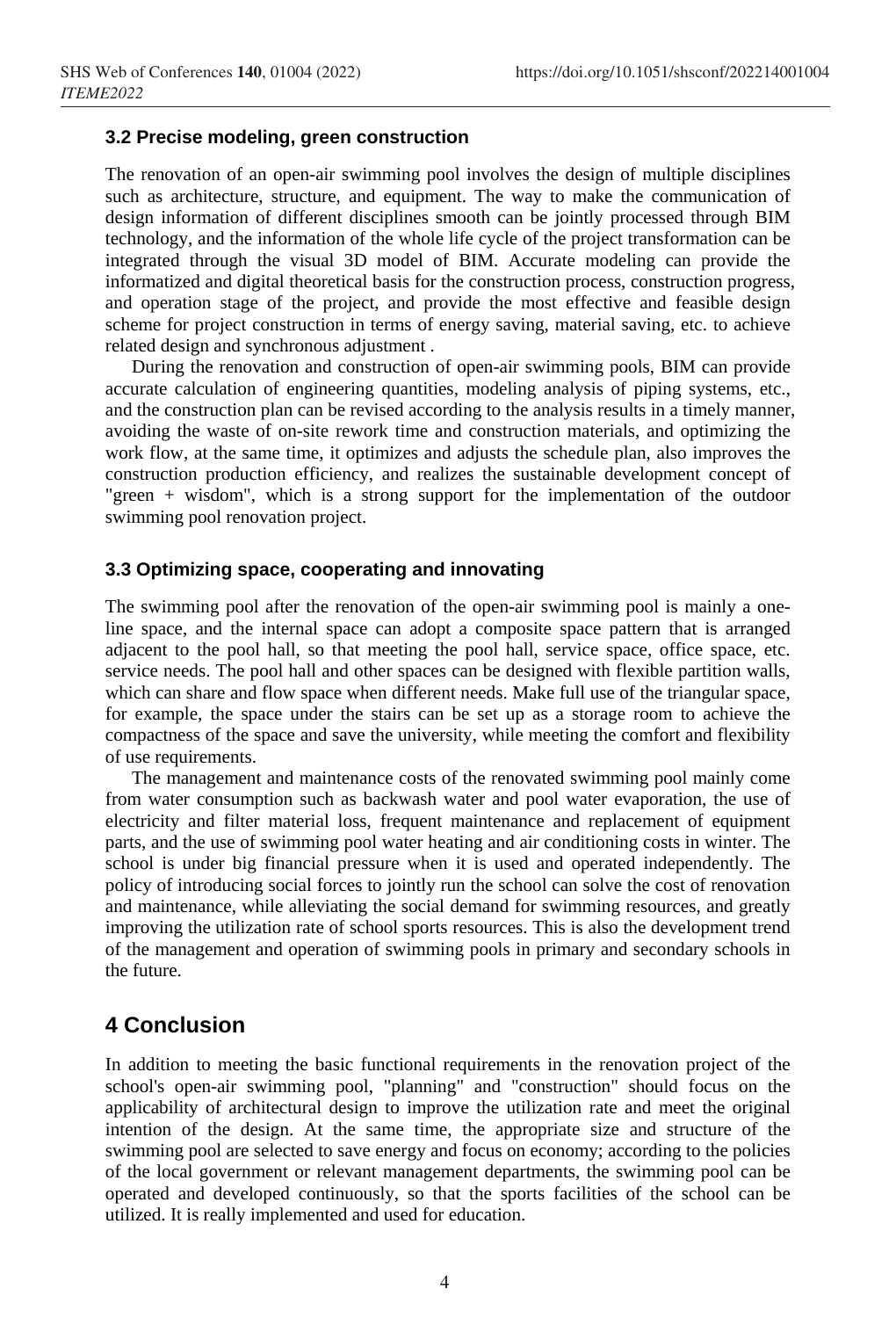### 3.2 Precise modeling, green construction

The renovation of an open-air swimming pool involves the design of multiple disciplines such as architecture, structure, and equipment. The way to make the communication of design information of different disciplines smooth can be jointly processed through BIM technology, and the information of the whole life cycle of the project transformation can be integrated through the visual 3D model of BIM. Accurate modeling can provide the informatized and digital theoretical basis for the construction process, construction progress, and operation stage of the project, and provide the most effective and feasible design scheme for project construction in terms of energy saving, material saving, etc. to achieve related design and synchronous adjustment .

During the renovation and construction of open-air swimming pools, BIM can provide accurate calculation of engineering quantities, modeling analysis of piping systems, etc., and the construction plan can be revised according to the analysis results in a timely manner, avoiding the waste of on-site rework time and construction materials, and optimizing the work flow, at the same time, it optimizes and adjusts the schedule plan, also improves the construction production efficiency, and realizes the sustainable development concept of "green + wisdom", which is a strong support for the implementation of the outdoor swimming pool renovation project.

### 3.3 Optimizing space, cooperating and innovating

The swimming pool after the renovation of the open-air swimming pool is mainly a one-line space, and the internal space can adopt a composite space pattern that is arranged adjacent to the pool hall, so that meeting the pool hall, service space, office space, etc. service needs. The pool hall and other spaces can be designed with flexible partition walls, which can share and flow space when different needs. Make full use of the triangular space, for example, the space under the stairs can be set up as a storage room to achieve the compactness of the space and save the university, while meeting the comfort and flexibility of use requirements.

The management and maintenance costs of the renovated swimming pool mainly come from water consumption such as backwash water and pool water evaporation, the use of electricity and filter material loss, frequent maintenance and replacement of equipment parts, and the use of swimming pool water heating and air conditioning costs in winter. The school is under big financial pressure when it is used and operated independently. The policy of introducing social forces to jointly run the school can solve the cost of renovation and maintenance, while alleviating the social demand for swimming resources, and greatly improving the utilization rate of school sports resources. This is also the development trend of the management and operation of swimming pools in primary and secondary schools in the future.

## 4 Conclusion

In addition to meeting the basic functional requirements in the renovation project of the school's open-air swimming pool, "planning" and "construction" should focus on the applicability of architectural design to improve the utilization rate and meet the original intention of the design. At the same time, the appropriate size and structure of the swimming pool are selected to save energy and focus on economy; according to the policies of the local government or relevant management departments, the swimming pool can be operated and developed continuously, so that the sports facilities of the school can be utilized. It is really implemented and used for education.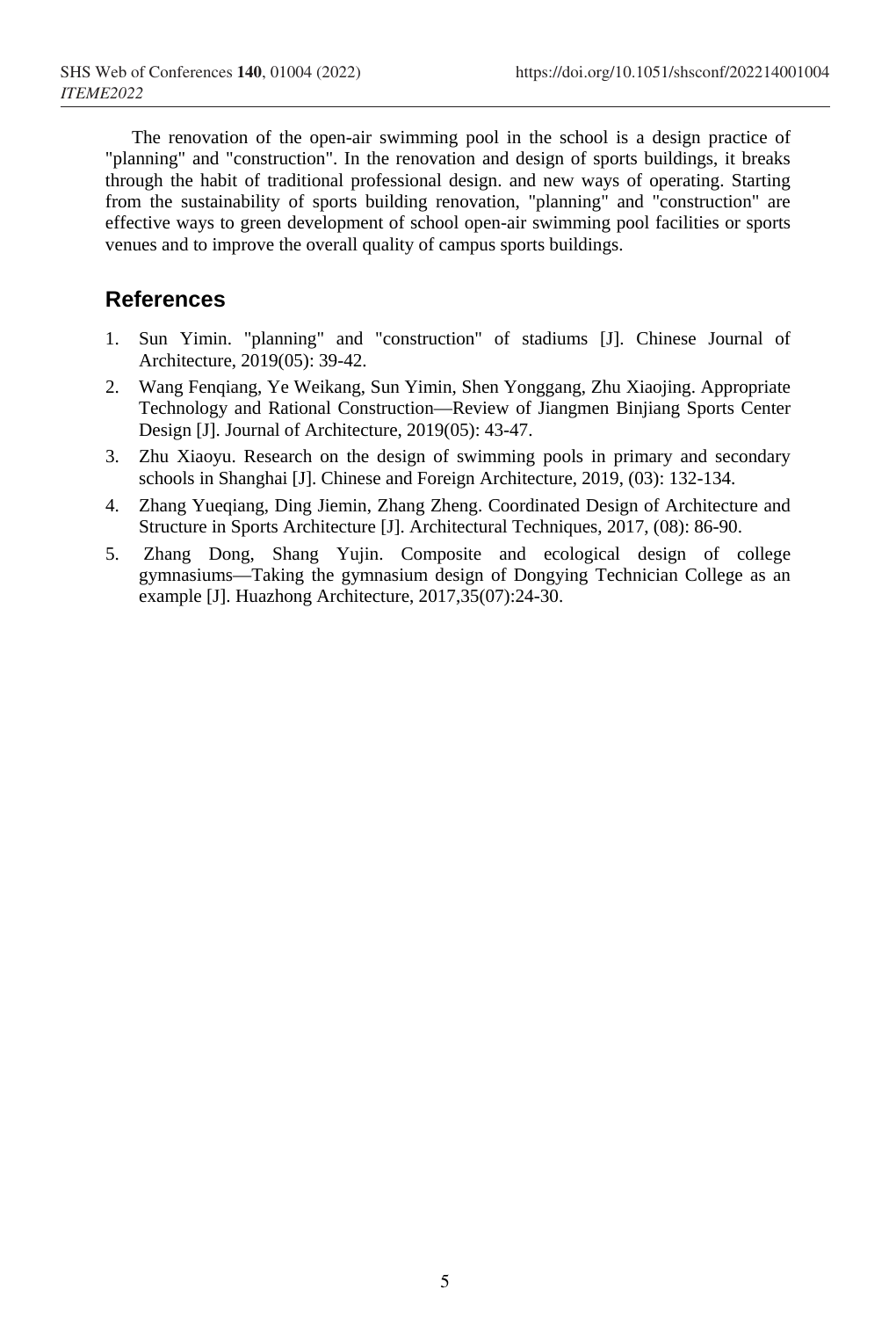The renovation of the open-air swimming pool in the school is a design practice of "planning" and "construction". In the renovation and design of sports buildings, it breaks through the habit of traditional professional design. and new ways of operating. Starting from the sustainability of sports building renovation, "planning" and "construction" are effective ways to green development of school open-air swimming pool facilities or sports venues and to improve the overall quality of campus sports buildings.

## References

1. Sun Yimin. "planning" and "construction" of stadiums [J]. Chinese Journal of Architecture, 2019(05): 39-42.
2. Wang Fenqiang, Ye Weikang, Sun Yimin, Shen Yonggang, Zhu Xiaojing. Appropriate Technology and Rational Construction—Review of Jiangmen Binjiang Sports Center Design [J]. Journal of Architecture, 2019(05): 43-47.
3. Zhu Xiaoyu. Research on the design of swimming pools in primary and secondary schools in Shanghai [J]. Chinese and Foreign Architecture, 2019, (03): 132-134.
4. Zhang Yueqiang, Ding Jiemin, Zhang Zheng. Coordinated Design of Architecture and Structure in Sports Architecture [J]. Architectural Techniques, 2017, (08): 86-90.
5. Zhang Dong, Shang Yujin. Composite and ecological design of college gymnasiums—Taking the gymnasium design of Dongying Technician College as an example [J]. Huazhong Architecture, 2017,35(07):24-30.